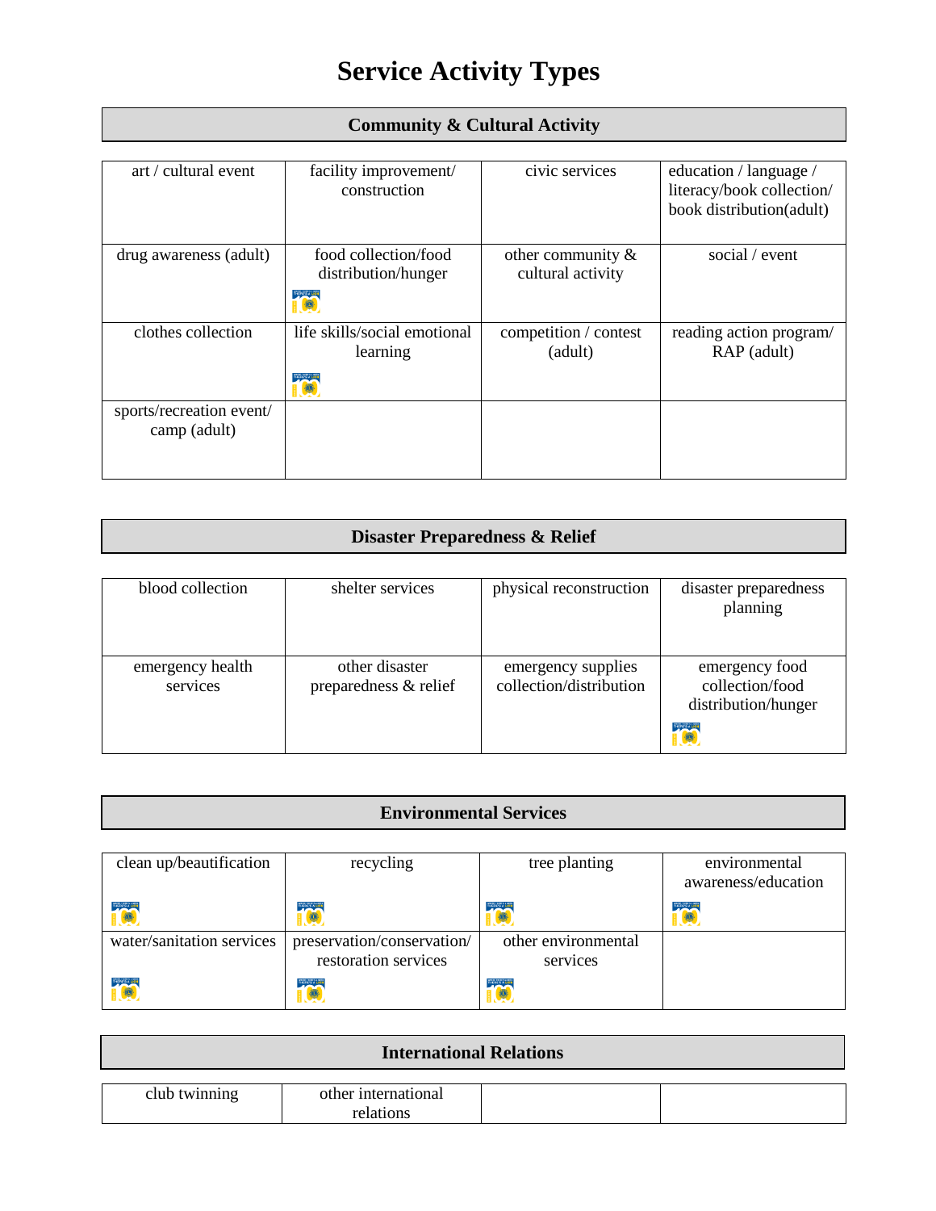# Service Activity Types

## Community & Cultural Activity

| | | | |
|---|---|---|---|
| art / cultural event | facility improvement/ construction | civic services | education / language / literacy/book collection/ book distribution(adult) |
| drug awareness (adult) | food collection/food distribution/hunger | other community & cultural activity | social / event |
| clothes collection | life skills/social emotional learning | competition / contest (adult) | reading action program/ RAP (adult) |
| sports/recreation event/ camp (adult) | | | |

## Disaster Preparedness & Relief

| | | | |
|---|---|---|---|
| blood collection | shelter services | physical reconstruction | disaster preparedness planning |
| emergency health services | other disaster preparedness & relief | emergency supplies collection/distribution | emergency food collection/food distribution/hunger |

## Environmental Services

| | | | |
|---|---|---|---|
| clean up/beautification | recycling | tree planting | environmental awareness/education |
| water/sanitation services | preservation/conservation/ restoration services | other environmental services | |

## International Relations

| | | | |
|---|---|---|---|
| club twinning | other international relations | | |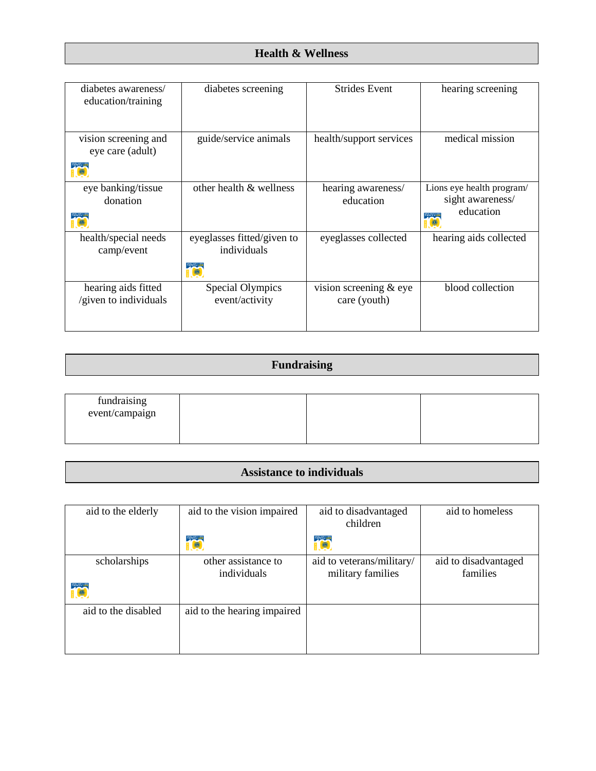## Health & Wellness

| | | | |
|---|---|---|---|
| diabetes awareness/ education/training | diabetes screening | Strides Event | hearing screening |
| vision screening and eye care (adult) | guide/service animals | health/support services | medical mission |
| eye banking/tissue donation | other health & wellness | hearing awareness/ education | Lions eye health program/ sight awareness/ education |
| health/special needs camp/event | eyeglasses fitted/given to individuals | eyeglasses collected | hearing aids collected |
| hearing aids fitted /given to individuals | Special Olympics event/activity | vision screening & eye care (youth) | blood collection |

## Fundraising

| | | | |
|---|---|---|---|
| fundraising event/campaign | | | |

## Assistance to individuals

| | | | |
|---|---|---|---|
| aid to the elderly | aid to the vision impaired | aid to disadvantaged children | aid to homeless |
| scholarships | other assistance to individuals | aid to veterans/military/ military families | aid to disadvantaged families |
| aid to the disabled | aid to the hearing impaired | | |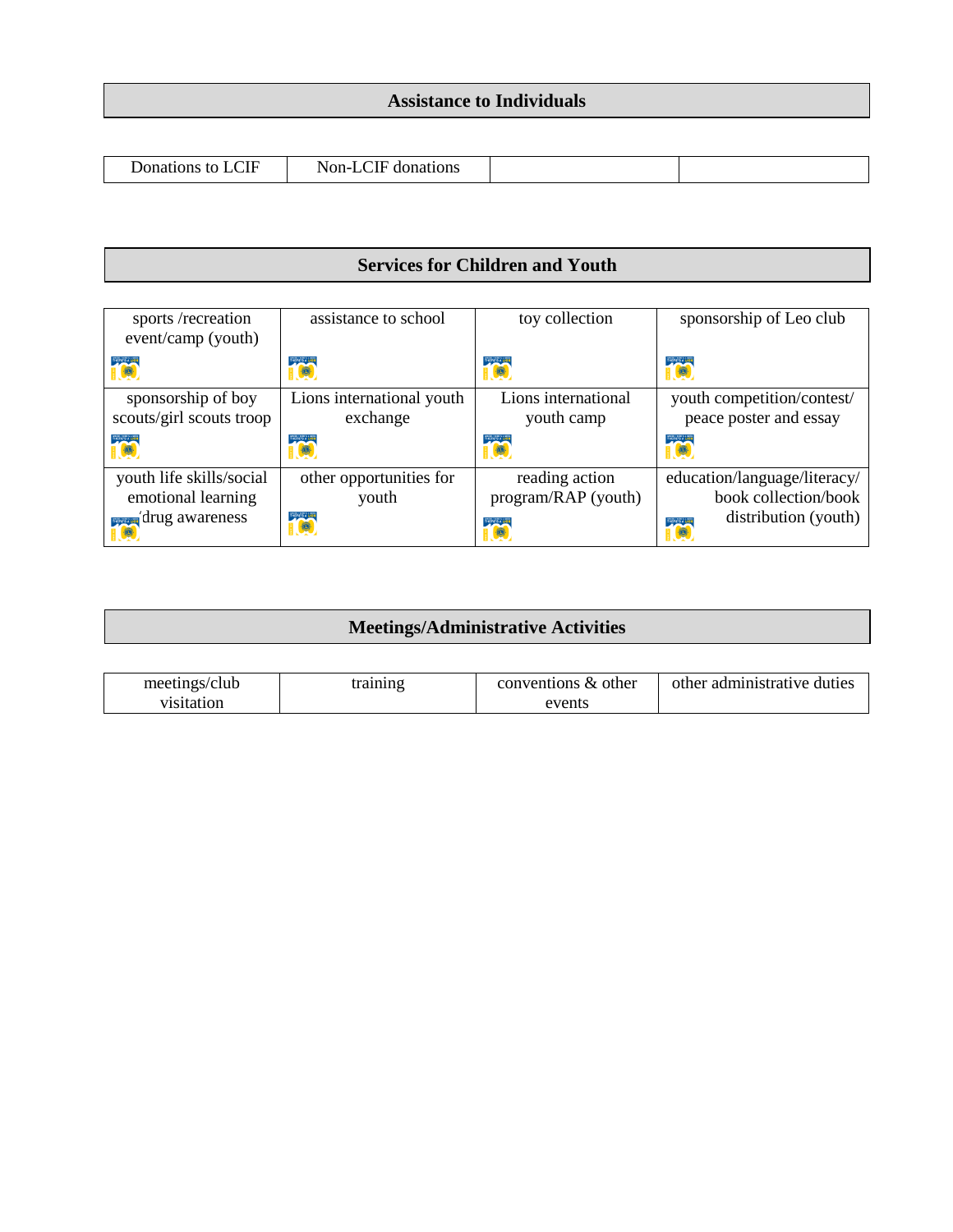## Assistance to Individuals

| | | | |
|---|---|---|---|
| Donations to LCIF | Non-LCIF donations | | |

## Services for Children and Youth

| | | | |
|---|---|---|---|
| sports /recreation event/camp (youth) | assistance to school | toy collection | sponsorship of Leo club |
| sponsorship of boy scouts/girl scouts troop | Lions international youth exchange | Lions international youth camp | youth competition/contest/ peace poster and essay |
| youth life skills/social emotional learning /drug awareness | other opportunities for youth | reading action program/RAP (youth) | education/language/literacy/ book collection/book distribution (youth) |

## Meetings/Administrative Activities

| | | | |
|---|---|---|---|
| meetings/club visitation | training | conventions & other events | other administrative duties |